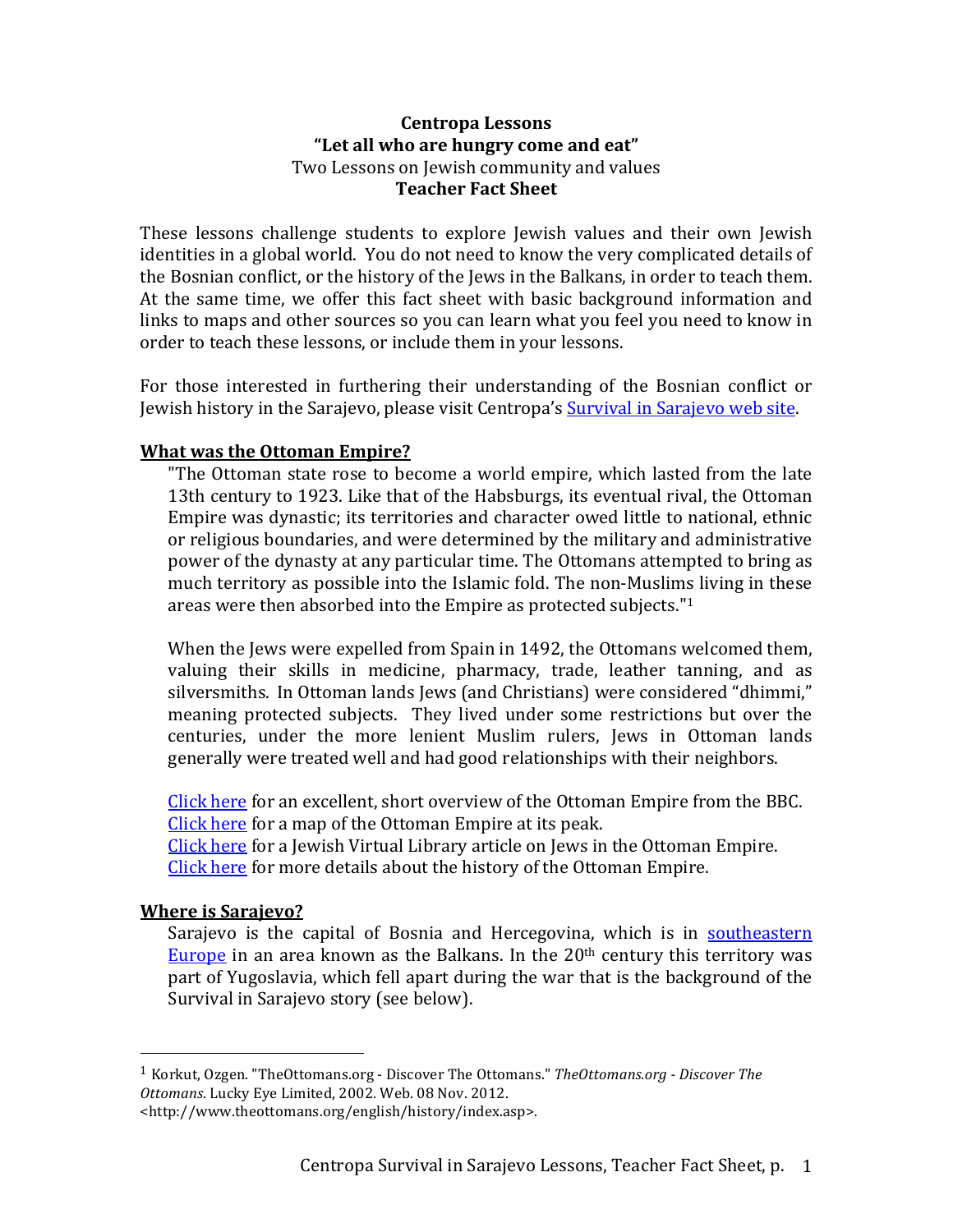**Centropa Lessons**
**"Let all who are hungry come and eat"**
Two Lessons on Jewish community and values
**Teacher Fact Sheet**

These lessons challenge students to explore Jewish values and their own Jewish identities in a global world. You do not need to know the very complicated details of the Bosnian conflict, or the history of the Jews in the Balkans, in order to teach them. At the same time, we offer this fact sheet with basic background information and links to maps and other sources so you can learn what you feel you need to know in order to teach these lessons, or include them in your lessons.

For those interested in furthering their understanding of the Bosnian conflict or Jewish history in the Sarajevo, please visit Centropa's Survival in Sarajevo web site.

## What was the Ottoman Empire?

"The Ottoman state rose to become a world empire, which lasted from the late 13th century to 1923. Like that of the Habsburgs, its eventual rival, the Ottoman Empire was dynastic; its territories and character owed little to national, ethnic or religious boundaries, and were determined by the military and administrative power of the dynasty at any particular time. The Ottomans attempted to bring as much territory as possible into the Islamic fold. The non-Muslims living in these areas were then absorbed into the Empire as protected subjects."[1]

When the Jews were expelled from Spain in 1492, the Ottomans welcomed them, valuing their skills in medicine, pharmacy, trade, leather tanning, and as silversmiths. In Ottoman lands Jews (and Christians) were considered "dhimmi," meaning protected subjects. They lived under some restrictions but over the centuries, under the more lenient Muslim rulers, Jews in Ottoman lands generally were treated well and had good relationships with their neighbors.

Click here for an excellent, short overview of the Ottoman Empire from the BBC.
Click here for a map of the Ottoman Empire at its peak.
Click here for a Jewish Virtual Library article on Jews in the Ottoman Empire.
Click here for more details about the history of the Ottoman Empire.

## Where is Sarajevo?

Sarajevo is the capital of Bosnia and Hercegovina, which is in southeastern Europe in an area known as the Balkans. In the 20th century this territory was part of Yugoslavia, which fell apart during the war that is the background of the Survival in Sarajevo story (see below).

---

[1] Korkut, Ozgen. "TheOttomans.org - Discover The Ottomans." *TheOttomans.org - Discover The Ottomans*. Lucky Eye Limited, 2002. Web. 08 Nov. 2012. <http://www.theottomans.org/english/history/index.asp>.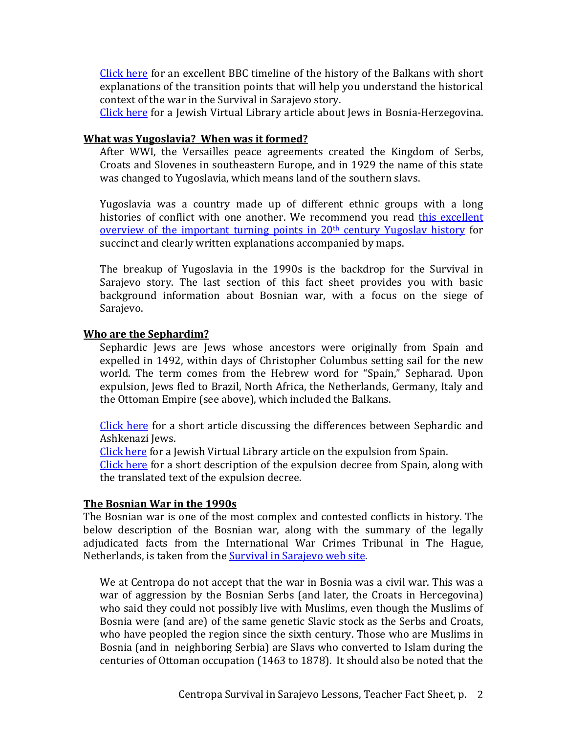[Click here](#) for an excellent BBC timeline of the history of the Balkans with short explanations of the transition points that will help you understand the historical context of the war in the Survival in Sarajevo story.
[Click here](#) for a Jewish Virtual Library article about Jews in Bosnia-Herzegovina.

**What was Yugoslavia? When was it formed?**

After WWI, the Versailles peace agreements created the Kingdom of Serbs, Croats and Slovenes in southeastern Europe, and in 1929 the name of this state was changed to Yugoslavia, which means land of the southern slavs.

Yugoslavia was a country made up of different ethnic groups with a long histories of conflict with one another. We recommend you read [this excellent overview of the important turning points in 20th century Yugoslav history](#) for succinct and clearly written explanations accompanied by maps.

The breakup of Yugoslavia in the 1990s is the backdrop for the Survival in Sarajevo story. The last section of this fact sheet provides you with basic background information about Bosnian war, with a focus on the siege of Sarajevo.

**Who are the Sephardim?**

Sephardic Jews are Jews whose ancestors were originally from Spain and expelled in 1492, within days of Christopher Columbus setting sail for the new world. The term comes from the Hebrew word for "Spain," Sepharad. Upon expulsion, Jews fled to Brazil, North Africa, the Netherlands, Germany, Italy and the Ottoman Empire (see above), which included the Balkans.

[Click here](#) for a short article discussing the differences between Sephardic and Ashkenazi Jews.
[Click here](#) for a Jewish Virtual Library article on the expulsion from Spain.
[Click here](#) for a short description of the expulsion decree from Spain, along with the translated text of the expulsion decree.

**The Bosnian War in the 1990s**

The Bosnian war is one of the most complex and contested conflicts in history. The below description of the Bosnian war, along with the summary of the legally adjudicated facts from the International War Crimes Tribunal in The Hague, Netherlands, is taken from the [Survival in Sarajevo web site](#).

We at Centropa do not accept that the war in Bosnia was a civil war. This was a war of aggression by the Bosnian Serbs (and later, the Croats in Hercegovina) who said they could not possibly live with Muslims, even though the Muslims of Bosnia were (and are) of the same genetic Slavic stock as the Serbs and Croats, who have peopled the region since the sixth century. Those who are Muslims in Bosnia (and in neighboring Serbia) are Slavs who converted to Islam during the centuries of Ottoman occupation (1463 to 1878). It should also be noted that the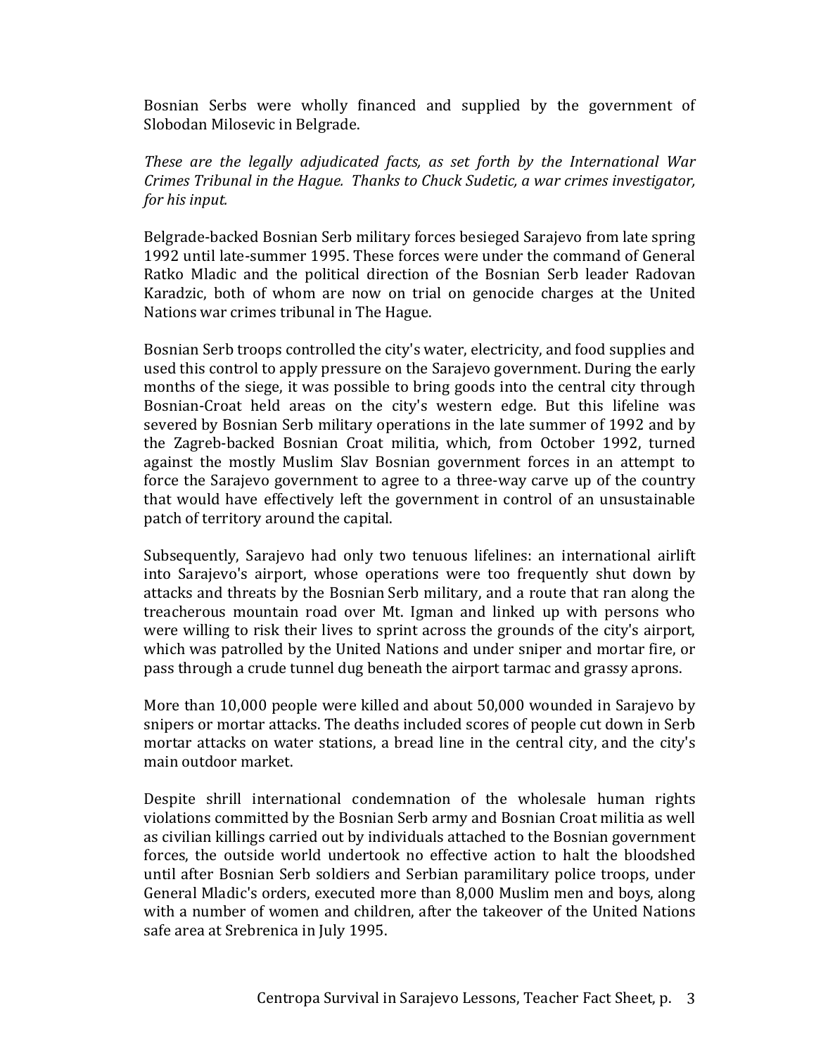Bosnian Serbs were wholly financed and supplied by the government of Slobodan Milosevic in Belgrade.

*These are the legally adjudicated facts, as set forth by the International War Crimes Tribunal in the Hague. Thanks to Chuck Sudetic, a war crimes investigator, for his input.*

Belgrade-backed Bosnian Serb military forces besieged Sarajevo from late spring 1992 until late-summer 1995. These forces were under the command of General Ratko Mladic and the political direction of the Bosnian Serb leader Radovan Karadzic, both of whom are now on trial on genocide charges at the United Nations war crimes tribunal in The Hague.

Bosnian Serb troops controlled the city's water, electricity, and food supplies and used this control to apply pressure on the Sarajevo government. During the early months of the siege, it was possible to bring goods into the central city through Bosnian-Croat held areas on the city's western edge. But this lifeline was severed by Bosnian Serb military operations in the late summer of 1992 and by the Zagreb-backed Bosnian Croat militia, which, from October 1992, turned against the mostly Muslim Slav Bosnian government forces in an attempt to force the Sarajevo government to agree to a three-way carve up of the country that would have effectively left the government in control of an unsustainable patch of territory around the capital.

Subsequently, Sarajevo had only two tenuous lifelines: an international airlift into Sarajevo's airport, whose operations were too frequently shut down by attacks and threats by the Bosnian Serb military, and a route that ran along the treacherous mountain road over Mt. Igman and linked up with persons who were willing to risk their lives to sprint across the grounds of the city's airport, which was patrolled by the United Nations and under sniper and mortar fire, or pass through a crude tunnel dug beneath the airport tarmac and grassy aprons.

More than 10,000 people were killed and about 50,000 wounded in Sarajevo by snipers or mortar attacks. The deaths included scores of people cut down in Serb mortar attacks on water stations, a bread line in the central city, and the city's main outdoor market.

Despite shrill international condemnation of the wholesale human rights violations committed by the Bosnian Serb army and Bosnian Croat militia as well as civilian killings carried out by individuals attached to the Bosnian government forces, the outside world undertook no effective action to halt the bloodshed until after Bosnian Serb soldiers and Serbian paramilitary police troops, under General Mladic's orders, executed more than 8,000 Muslim men and boys, along with a number of women and children, after the takeover of the United Nations safe area at Srebrenica in July 1995.